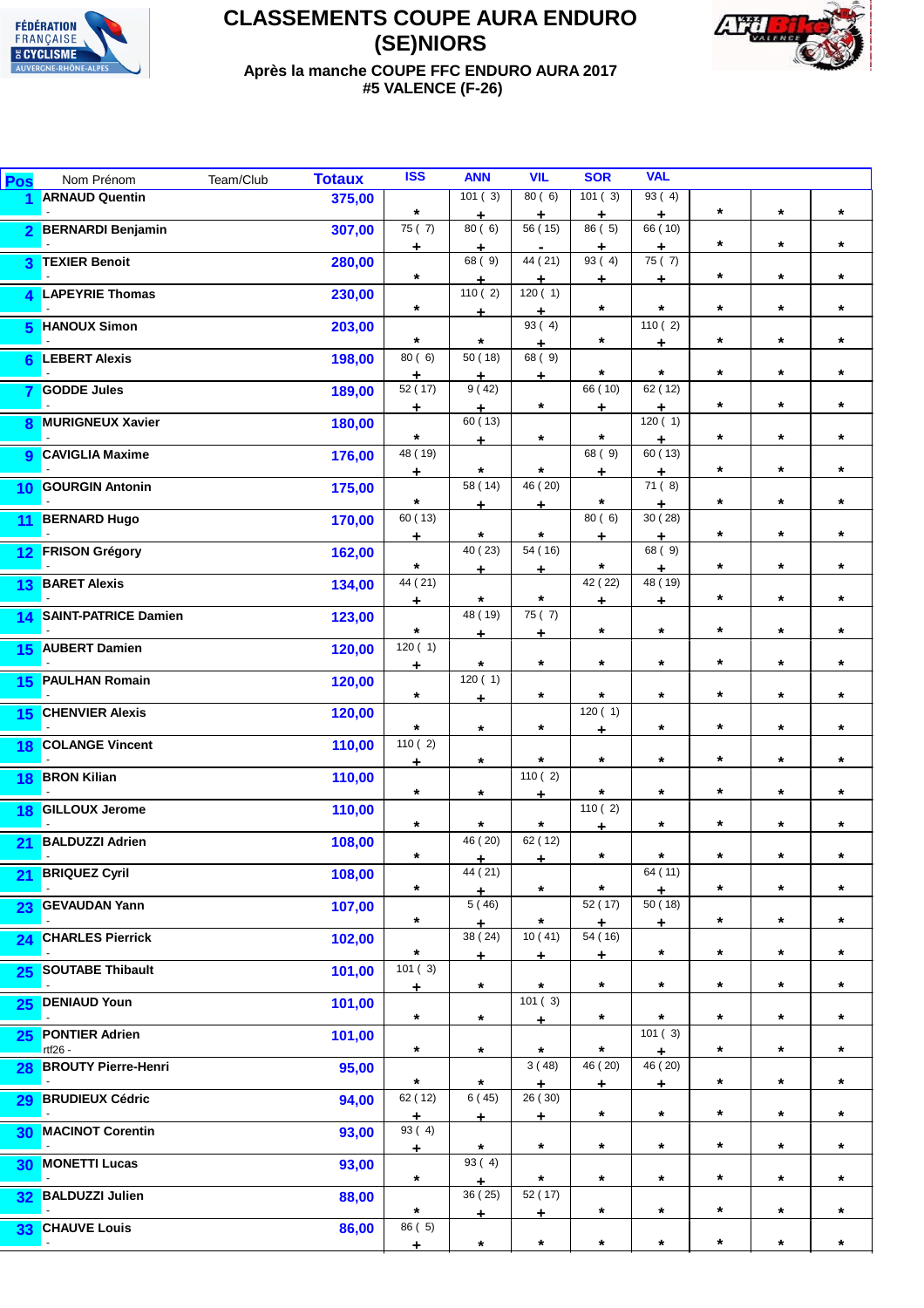# CLASSEMENTS COUPE AURA ENDURO (SE)NIORS

### Après la manche COUPE FFC ENDURO AURA 2017 #5 VALENCE (F-26)

| Pos | Nom Prénom | Team/Club | Totaux | ISS | ANN | VIL | SOR | VAL | | | |
|---|---|---|---|---|---|---|---|---|---|---|---|
| 1 | ARNAUD Quentin | - | 375,00 | * | 101 ( 3) + | 80 ( 6) + | 101 ( 3) + | 93 ( 4) + | * | * | * |
| 2 | BERNARDI Benjamin | - | 307,00 | 75 ( 7) + | 80 ( 6) + | 56 ( 15) - | 86 ( 5) + | 66 ( 10) + | * | * | * |
| 3 | TEXIER Benoit | - | 280,00 | * | 68 ( 9) + | 44 ( 21) + | 93 ( 4) + | 75 ( 7) + | * | * | * |
| 4 | LAPEYRIE Thomas | - | 230,00 | * | 110 ( 2) + | 120 ( 1) + | * | * | * | * | * |
| 5 | HANOUX Simon | - | 203,00 | * | * | 93 ( 4) + | * | 110 ( 2) + | * | * | * |
| 6 | LEBERT Alexis | - | 198,00 | 80 ( 6) + | 50 ( 18) + | 68 ( 9) + | * | * | * | * | * |
| 7 | GODDE Jules | - | 189,00 | 52 ( 17) + | 9 ( 42) + | * | 66 ( 10) + | 62 ( 12) + | * | * | * |
| 8 | MURIGNEUX Xavier | - | 180,00 | * | 60 ( 13) + | * | * | 120 ( 1) + | * | * | * |
| 9 | CAVIGLIA Maxime | - | 176,00 | 48 ( 19) + | * | * | 68 ( 9) + | 60 ( 13) + | * | * | * |
| 10 | GOURGIN Antonin | - | 175,00 | * | 58 ( 14) + | 46 ( 20) + | * | 71 ( 8) + | * | * | * |
| 11 | BERNARD Hugo | - | 170,00 | 60 ( 13) + | * | * | 80 ( 6) + | 30 ( 28) + | * | * | * |
| 12 | FRISON Grégory | - | 162,00 | * | 40 ( 23) + | 54 ( 16) + | * | 68 ( 9) + | * | * | * |
| 13 | BARET Alexis | - | 134,00 | 44 ( 21) + | * | * | 42 ( 22) + | 48 ( 19) + | * | * | * |
| 14 | SAINT-PATRICE Damien | - | 123,00 | * | 48 ( 19) + | 75 ( 7) + | * | * | * | * | * |
| 15 | AUBERT Damien | - | 120,00 | 120 ( 1) + | * | * | * | * | * | * | * |
| 15 | PAULHAN Romain | - | 120,00 | * | 120 ( 1) + | * | * | * | * | * | * |
| 15 | CHENVIER Alexis | - | 120,00 | * | * | * | 120 ( 1) + | * | * | * | * |
| 18 | COLANGE Vincent | - | 110,00 | 110 ( 2) + | * | * | * | * | * | * | * |
| 18 | BRON Kilian | - | 110,00 | * | * | 110 ( 2) + | * | * | * | * | * |
| 18 | GILLOUX Jerome | - | 110,00 | * | * | * | 110 ( 2) + | * | * | * | * |
| 21 | BALDUZZI Adrien | - | 108,00 | * | 46 ( 20) + | 62 ( 12) + | * | * | * | * | * |
| 21 | BRIQUEZ Cyril | - | 108,00 | * | 44 ( 21) + | * | * | 64 ( 11) + | * | * | * |
| 23 | GEVAUDAN Yann | - | 107,00 | * | 5 ( 46) + | * | 52 ( 17) + | 50 ( 18) + | * | * | * |
| 24 | CHARLES Pierrick | - | 102,00 | * | 38 ( 24) + | 10 ( 41) + | 54 ( 16) + | * | * | * | * |
| 25 | SOUTABE Thibault | - | 101,00 | 101 ( 3) + | * | * | * | * | * | * | * |
| 25 | DENIAUD Youn | - | 101,00 | * | * | 101 ( 3) + | * | * | * | * | * |
| 25 | PONTIER Adrien | rtf26 - | 101,00 | * | * | * | * | 101 ( 3) + | * | * | * |
| 28 | BROUTY Pierre-Henri | - | 95,00 | * | * | 3 ( 48) + | 46 ( 20) + | 46 ( 20) + | * | * | * |
| 29 | BRUDIEUX Cédric | - | 94,00 | 62 ( 12) + | 6 ( 45) + | 26 ( 30) + | * | * | * | * | * |
| 30 | MACINOT Corentin | - | 93,00 | 93 ( 4) + | * | * | * | * | * | * | * |
| 30 | MONETTI Lucas | - | 93,00 | * | 93 ( 4) + | * | * | * | * | * | * |
| 32 | BALDUZZI Julien | - | 88,00 | * | 36 ( 25) + | 52 ( 17) + | * | * | * | * | * |
| 33 | CHAUVE Louis | - | 86,00 | 86 ( 5) + | * | * | * | * | * | * | * |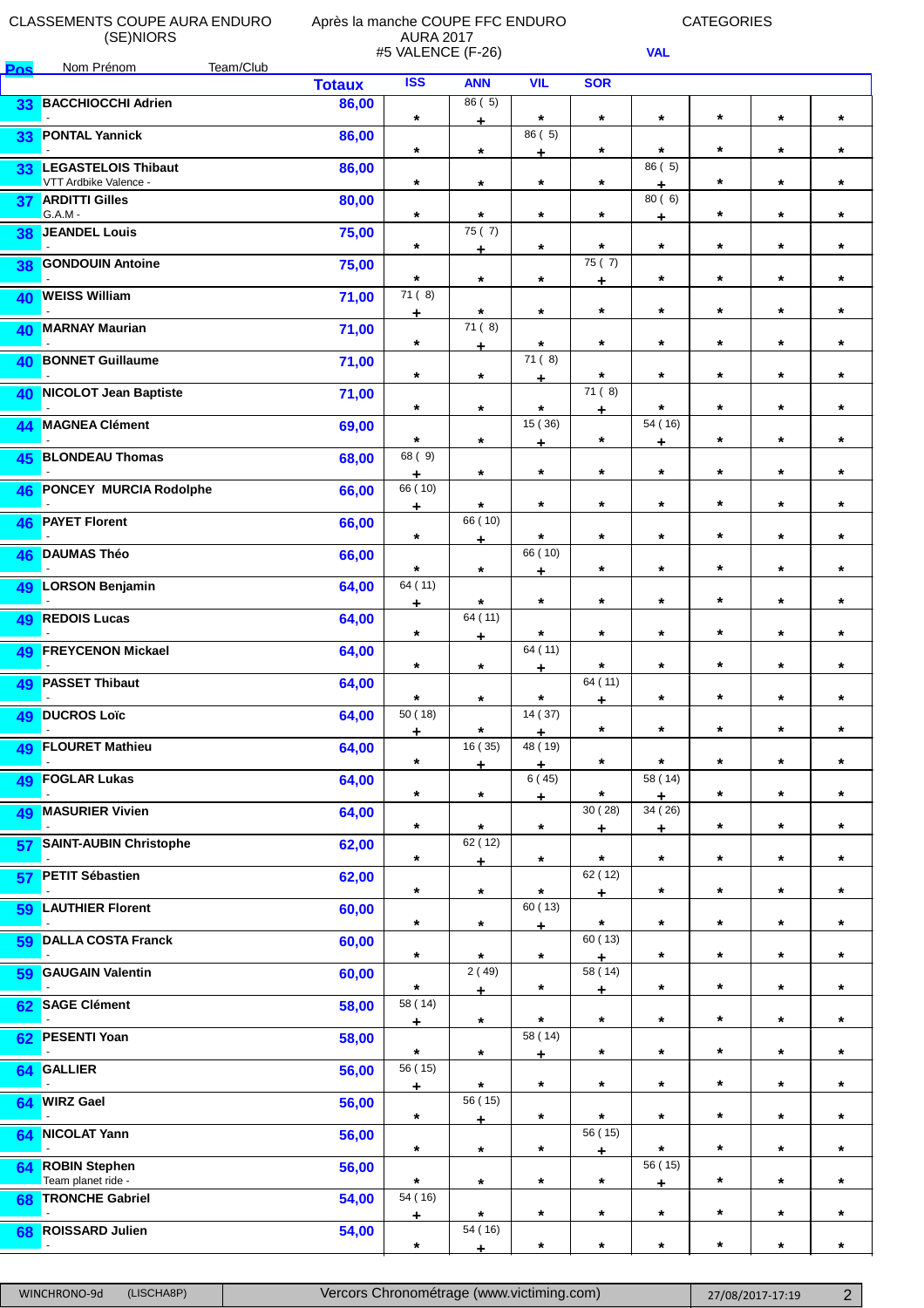CLASSEMENTS COUPE AURA ENDURO (SE)NIORS

Après la manche COUPE FFC ENDURO AURA 2017 #5 VALENCE (F-26)

CATEGORIES

| Pos | Nom Prénom | Team/Club | Totaux | ISS | ANN | VIL | SOR | VAL | | | |
|---|---|---|---|---|---|---|---|---|---|---|---|
| 33 | **BACCHIOCCHI Adrien** | - | 86,00 | * | 86 ( 5) + | * | * | * | * | * | * |
| 33 | **PONTAL Yannick** | - | 86,00 | * | * | 86 ( 5) + | * | * | * | * | * |
| 33 | **LEGASTELOIS Thibaut** | VTT Ardbike Valence - | 86,00 | * | * | * | * | 86 ( 5) + | * | * | * |
| 37 | **ARDITTI Gilles** | G.A.M - | 80,00 | * | * | * | * | 80 ( 6) + | * | * | * |
| 38 | **JEANDEL Louis** | - | 75,00 | * | 75 ( 7) + | * | * | * | * | * | * |
| 38 | **GONDOUIN Antoine** | - | 75,00 | * | * | * | 75 ( 7) + | * | * | * | * |
| 40 | **WEISS William** | - | 71,00 | 71 ( 8) + | * | * | * | * | * | * | * |
| 40 | **MARNAY Maurian** | - | 71,00 | * | 71 ( 8) + | * | * | * | * | * | * |
| 40 | **BONNET Guillaume** | - | 71,00 | * | * | 71 ( 8) + | * | * | * | * | * |
| 40 | **NICOLOT Jean Baptiste** | - | 71,00 | * | * | * | 71 ( 8) + | * | * | * | * |
| 44 | **MAGNEA Clément** | - | 69,00 | * | * | 15 ( 36) + | * | 54 ( 16) + | * | * | * |
| 45 | **BLONDEAU Thomas** | - | 68,00 | 68 ( 9) + | * | * | * | * | * | * | * |
| 46 | **PONCEY MURCIA Rodolphe** | - | 66,00 | 66 ( 10) + | * | * | * | * | * | * | * |
| 46 | **PAYET Florent** | - | 66,00 | * | 66 ( 10) + | * | * | * | * | * | * |
| 46 | **DAUMAS Théo** | - | 66,00 | * | * | 66 ( 10) + | * | * | * | * | * |
| 49 | **LORSON Benjamin** | - | 64,00 | 64 ( 11) + | * | * | * | * | * | * | * |
| 49 | **REDOIS Lucas** | - | 64,00 | * | 64 ( 11) + | * | * | * | * | * | * |
| 49 | **FREYCENON Mickael** | - | 64,00 | * | * | 64 ( 11) + | * | * | * | * | * |
| 49 | **PASSET Thibaut** | - | 64,00 | * | * | * | 64 ( 11) + | * | * | * | * |
| 49 | **DUCROS Loïc** | - | 64,00 | 50 ( 18) + | * | 14 ( 37) + | * | * | * | * | * |
| 49 | **FLOURET Mathieu** | - | 64,00 | * | 16 ( 35) + | 48 ( 19) + | * | * | * | * | * |
| 49 | **FOGLAR Lukas** | - | 64,00 | * | * | 6 ( 45) + | * | 58 ( 14) + | * | * | * |
| 49 | **MASURIER Vivien** | - | 64,00 | * | * | * | 30 ( 28) + | 34 ( 26) + | * | * | * |
| 57 | **SAINT-AUBIN Christophe** | - | 62,00 | * | 62 ( 12) + | * | * | * | * | * | * |
| 57 | **PETIT Sébastien** | - | 62,00 | * | * | * | 62 ( 12) + | * | * | * | * |
| 59 | **LAUTHIER Florent** | - | 60,00 | * | * | 60 ( 13) + | * | * | * | * | * |
| 59 | **DALLA COSTA Franck** | - | 60,00 | * | * | * | 60 ( 13) + | * | * | * | * |
| 59 | **GAUGAIN Valentin** | - | 60,00 | * | 2 ( 49) + | * | 58 ( 14) + | * | * | * | * |
| 62 | **SAGE Clément** | - | 58,00 | 58 ( 14) + | * | * | * | * | * | * | * |
| 62 | **PESENTI Yoan** | - | 58,00 | * | * | 58 ( 14) + | * | * | * | * | * |
| 64 | **GALLIER** | - | 56,00 | 56 ( 15) + | * | * | * | * | * | * | * |
| 64 | **WIRZ Gael** | - | 56,00 | * | 56 ( 15) + | * | * | * | * | * | * |
| 64 | **NICOLAT Yann** | - | 56,00 | * | * | * | 56 ( 15) + | * | * | * | * |
| 64 | **ROBIN Stephen** | Team planet ride - | 56,00 | * | * | * | * | 56 ( 15) + | * | * | * |
| 68 | **TRONCHE Gabriel** | - | 54,00 | 54 ( 16) + | * | * | * | * | * | * | * |
| 68 | **ROISSARD Julien** | - | 54,00 | * | 54 ( 16) + | * | * | * | * | * | * |

WINCHRONO-9d (LISCHA8P) | Vercors Chronométrage (www.victiming.com) | 27/08/2017-17:19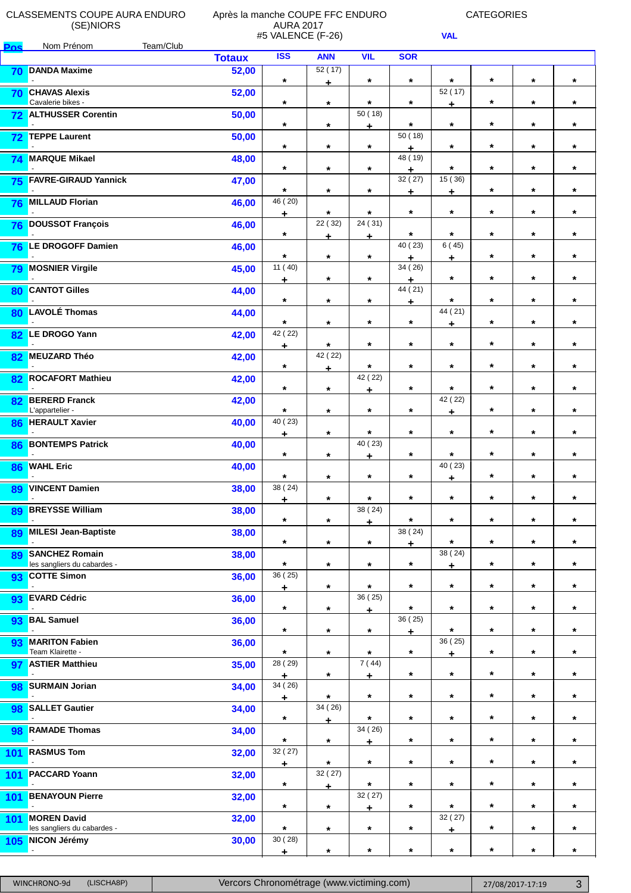CLASSEMENTS COUPE AURA ENDURO (SE)NIORS

Après la manche COUPE FFC ENDURO AURA 2017 #5 VALENCE (F-26)

CATEGORIES

VAL

| Pos | Nom Prénom | Team/Club | Totaux | ISS | ANN | VIL | SOR | | | | |
|---|---|---|---|---|---|---|---|---|---|---|---|
| 70 | DANDA Maxime | - | 52,00 | * | 52 ( 17) + | * | * | * | * | * | * |
| 70 | CHAVAS Alexis | Cavalerie bikes - | 52,00 | * | * | * | * | 52 ( 17) + | * | * | * |
| 72 | ALTHUSSER Corentin | - | 50,00 | * | * | 50 ( 18) + | * | * | * | * | * |
| 72 | TEPPE Laurent | - | 50,00 | * | * | * | 50 ( 18) + | * | * | * | * |
| 74 | MARQUE Mikael | - | 48,00 | * | * | * | 48 ( 19) + | * | * | * | * |
| 75 | FAVRE-GIRAUD Yannick | - | 47,00 | * | * | * | 32 ( 27) + | 15 ( 36) + | * | * | * |
| 76 | MILLAUD Florian | - | 46,00 | 46 ( 20) + | * | * | * | * | * | * | * |
| 76 | DOUSSOT François | - | 46,00 | * | 22 ( 32) + | 24 ( 31) + | * | * | * | * | * |
| 76 | LE DROGOFF Damien | - | 46,00 | * | * | * | 40 ( 23) + | 6 ( 45) + | * | * | * |
| 79 | MOSNIER Virgile | - | 45,00 | 11 ( 40) + | * | * | 34 ( 26) + | * | * | * | * |
| 80 | CANTOT Gilles | - | 44,00 | * | * | * | 44 ( 21) + | * | * | * | * |
| 80 | LAVOLÉ Thomas | - | 44,00 | * | * | * | * | 44 ( 21) + | * | * | * |
| 82 | LE DROGO Yann | - | 42,00 | 42 ( 22) + | * | * | * | * | * | * | * |
| 82 | MEUZARD Théo | - | 42,00 | * | 42 ( 22) + | * | * | * | * | * | * |
| 82 | ROCAFORT Mathieu | - | 42,00 | * | * | 42 ( 22) + | * | * | * | * | * |
| 82 | BERERD Franck | L'appartelier - | 42,00 | * | * | * | * | 42 ( 22) + | * | * | * |
| 86 | HERAULT Xavier | - | 40,00 | 40 ( 23) + | * | * | * | * | * | * | * |
| 86 | BONTEMPS Patrick | - | 40,00 | * | * | 40 ( 23) + | * | * | * | * | * |
| 86 | WAHL Eric | - | 40,00 | * | * | * | * | 40 ( 23) + | * | * | * |
| 89 | VINCENT Damien | - | 38,00 | 38 ( 24) + | * | * | * | * | * | * | * |
| 89 | BREYSSE William | - | 38,00 | * | * | 38 ( 24) + | * | * | * | * | * |
| 89 | MILESI Jean-Baptiste | - | 38,00 | * | * | * | 38 ( 24) + | * | * | * | * |
| 89 | SANCHEZ Romain | les sangliers du cabardes - | 38,00 | * | * | * | * | 38 ( 24) + | * | * | * |
| 93 | COTTE Simon | - | 36,00 | 36 ( 25) + | * | * | * | * | * | * | * |
| 93 | EVARD Cédric | - | 36,00 | * | * | 36 ( 25) + | * | * | * | * | * |
| 93 | BAL Samuel | - | 36,00 | * | * | * | 36 ( 25) + | * | * | * | * |
| 93 | MARITON Fabien | Team Klairette - | 36,00 | * | * | * | * | 36 ( 25) + | * | * | * |
| 97 | ASTIER Matthieu | - | 35,00 | 28 ( 29) + | * | 7 ( 44) + | * | * | * | * | * |
| 98 | SURMAIN Jorian | - | 34,00 | 34 ( 26) + | * | * | * | * | * | * | * |
| 98 | SALLET Gautier | - | 34,00 | * | 34 ( 26) + | * | * | * | * | * | * |
| 98 | RAMADE Thomas | - | 34,00 | * | * | 34 ( 26) + | * | * | * | * | * |
| 101 | RASMUS Tom | - | 32,00 | 32 ( 27) + | * | * | * | * | * | * | * |
| 101 | PACCARD Yoann | - | 32,00 | * | 32 ( 27) + | * | * | * | * | * | * |
| 101 | BENAYOUN Pierre | - | 32,00 | * | * | 32 ( 27) + | * | * | * | * | * |
| 101 | MOREN David | les sangliers du cabardes - | 32,00 | * | * | * | * | 32 ( 27) + | * | * | * |
| 105 | NICON Jérémy | - | 30,00 | 30 ( 28) + | * | * | * | * | * | * | * |

WINCHRONO-9d (LISCHA8P) | Vercors Chronométrage (www.victiming.com) | 27/08/2017-17:19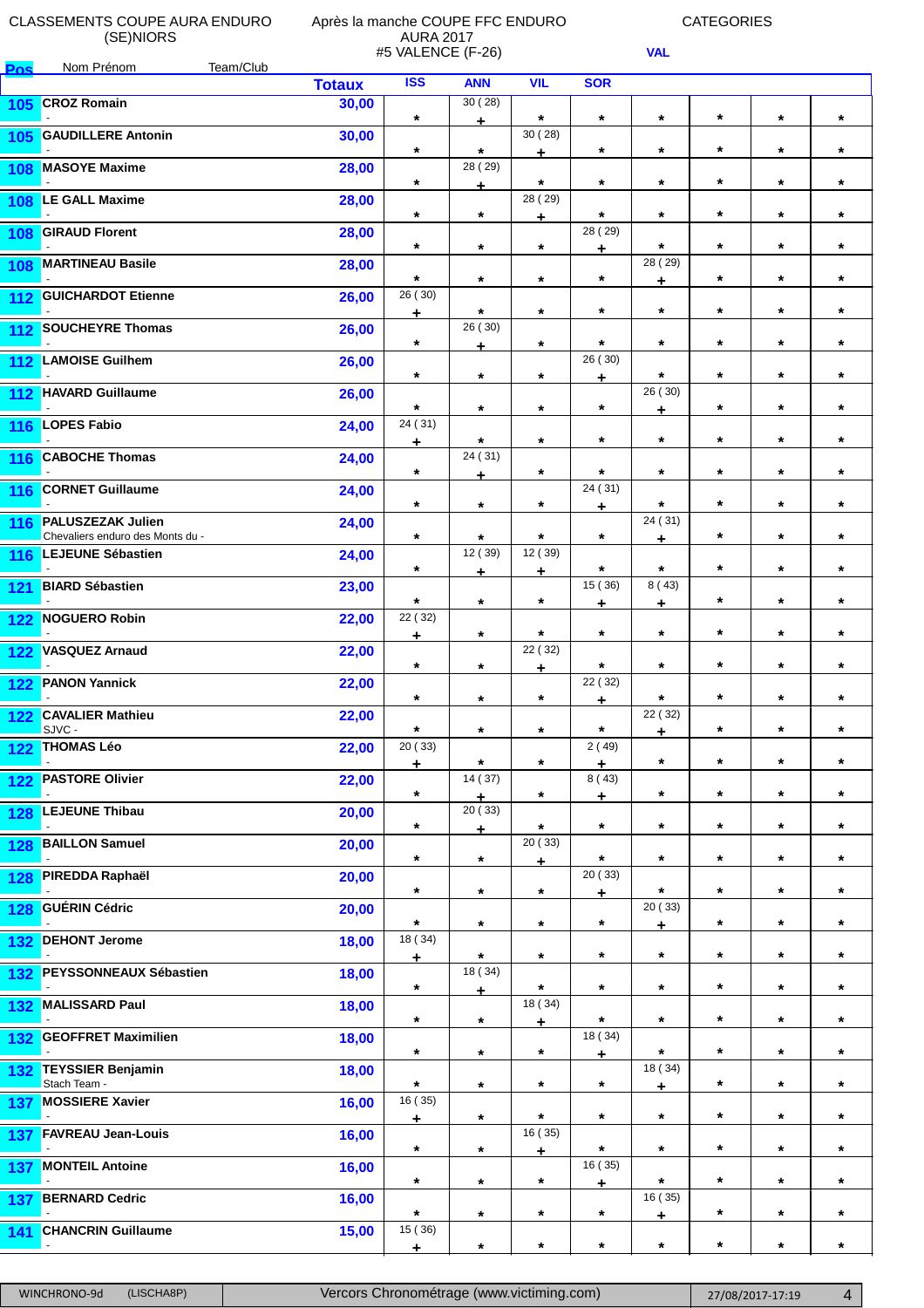CLASSEMENTS COUPE AURA ENDURO (SE)NIORS

Après la manche COUPE FFC ENDURO AURA 2017 #5 VALENCE (F-26)

CATEGORIES

VAL

| Pos | Nom Prénom | Team/Club | Totaux | ISS | ANN | VIL | SOR | | | | |
|---|---|---|---|---|---|---|---|---|---|---|---|
| 105 | CROZ Romain | - | 30,00 | * | 30 ( 28) + | * | * | * | * | * | * |
| 105 | GAUDILLERE Antonin | - | 30,00 | * | * | 30 ( 28) + | * | * | * | * | * |
| 108 | MASOYE Maxime | - | 28,00 | * | 28 ( 29) + | * | * | * | * | * | * |
| 108 | LE GALL Maxime | - | 28,00 | * | * | 28 ( 29) + | * | * | * | * | * |
| 108 | GIRAUD Florent | - | 28,00 | * | * | * | 28 ( 29) + | * | * | * | * |
| 108 | MARTINEAU Basile | - | 28,00 | * | * | * | * | 28 ( 29) + | * | * | * |
| 112 | GUICHARDOT Etienne | - | 26,00 | 26 ( 30) + | * | * | * | * | * | * | * |
| 112 | SOUCHEYRE Thomas | - | 26,00 | * | 26 ( 30) + | * | * | * | * | * | * |
| 112 | LAMOISE Guilhem | - | 26,00 | * | * | * | 26 ( 30) + | * | * | * | * |
| 112 | HAVARD Guillaume | - | 26,00 | * | * | * | * | 26 ( 30) + | * | * | * |
| 116 | LOPES Fabio | - | 24,00 | 24 ( 31) + | * | * | * | * | * | * | * |
| 116 | CABOCHE Thomas | - | 24,00 | * | 24 ( 31) + | * | * | * | * | * | * |
| 116 | CORNET Guillaume | - | 24,00 | * | * | * | 24 ( 31) + | * | * | * | * |
| 116 | PALUSZEZAK Julien | Chevaliers enduro des Monts du - | 24,00 | * | * | * | * | 24 ( 31) + | * | * | * |
| 116 | LEJEUNE Sébastien | - | 24,00 | * | 12 ( 39) + | 12 ( 39) + | * | * | * | * | * |
| 121 | BIARD Sébastien | - | 23,00 | * | * | * | 15 ( 36) + | 8 ( 43) + | * | * | * |
| 122 | NOGUERO Robin | - | 22,00 | 22 ( 32) + | * | * | * | * | * | * | * |
| 122 | VASQUEZ Arnaud | - | 22,00 | * | * | 22 ( 32) + | * | * | * | * | * |
| 122 | PANON Yannick | - | 22,00 | * | * | * | 22 ( 32) + | * | * | * | * |
| 122 | CAVALIER Mathieu | SJVC - | 22,00 | * | * | * | * | 22 ( 32) + | * | * | * |
| 122 | THOMAS Léo | - | 22,00 | 20 ( 33) + | * | * | 2 ( 49) + | * | * | * | * |
| 122 | PASTORE Olivier | - | 22,00 | * | 14 ( 37) + | * | 8 ( 43) + | * | * | * | * |
| 128 | LEJEUNE Thibau | - | 20,00 | * | 20 ( 33) + | * | * | * | * | * | * |
| 128 | BAILLON Samuel | - | 20,00 | * | * | 20 ( 33) + | * | * | * | * | * |
| 128 | PIREDDA Raphaël | - | 20,00 | * | * | * | 20 ( 33) + | * | * | * | * |
| 128 | GUÉRIN Cédric | - | 20,00 | * | * | * | * | 20 ( 33) + | * | * | * |
| 132 | DEHONT Jerome | - | 18,00 | 18 ( 34) + | * | * | * | * | * | * | * |
| 132 | PEYSSONNEAUX Sébastien | - | 18,00 | * | 18 ( 34) + | * | * | * | * | * | * |
| 132 | MALISSARD Paul | - | 18,00 | * | * | 18 ( 34) + | * | * | * | * | * |
| 132 | GEOFFRET Maximilien | - | 18,00 | * | * | * | 18 ( 34) + | * | * | * | * |
| 132 | TEYSSIER Benjamin | Stach Team - | 18,00 | * | * | * | * | 18 ( 34) + | * | * | * |
| 137 | MOSSIERE Xavier | - | 16,00 | 16 ( 35) + | * | * | * | * | * | * | * |
| 137 | FAVREAU Jean-Louis | - | 16,00 | * | * | 16 ( 35) + | * | * | * | * | * |
| 137 | MONTEIL Antoine | - | 16,00 | * | * | * | 16 ( 35) + | * | * | * | * |
| 137 | BERNARD Cedric | - | 16,00 | * | * | * | * | 16 ( 35) + | * | * | * |
| 141 | CHANCRIN Guillaume | - | 15,00 | 15 ( 36) + | * | * | * | * | * | * | * |

WINCHRONO-9d (LISCHA8P) Vercors Chronométrage (www.victiming.com) 27/08/2017-17:19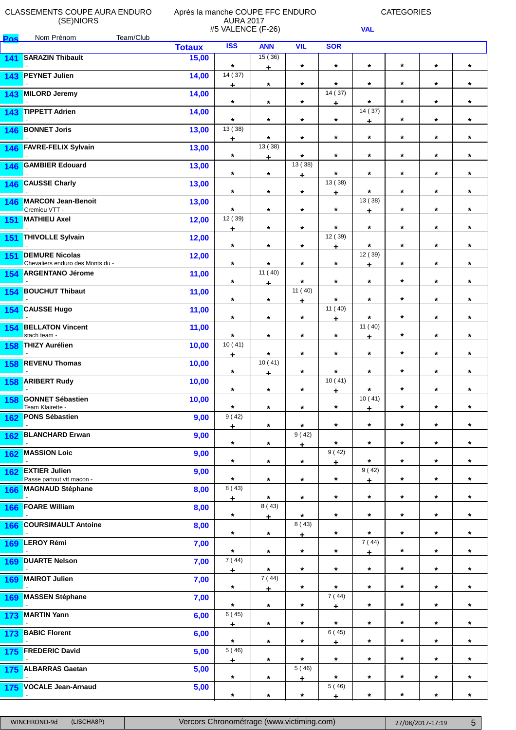CLASSEMENTS COUPE AURA ENDURO (SE)NIORS

Après la manche COUPE FFC ENDURO AURA 2017 #5 VALENCE (F-26)

CATEGORIES

VAL

| Pos | Nom Prénom / Team/Club | Totaux | ISS | ANN | VIL | SOR | VAL | | | |
|---|---|---|---|---|---|---|---|---|---|---|
| 141 | SARAZIN Thibault<br>- | 15,00 | * | 15 ( 36 )<br>+ | * | * | * | * | * | * |
| 143 | PEYNET Julien<br>- | 14,00 | 14 ( 37 )<br>+ | * | * | * | * | * | * | * |
| 143 | MILORD Jeremy<br>- | 14,00 | * | * | * | 14 ( 37 )<br>+ | * | * | * | * |
| 143 | TIPPETT Adrien<br>- | 14,00 | * | * | * | * | 14 ( 37 )<br>+ | * | * | * |
| 146 | BONNET Joris<br>- | 13,00 | 13 ( 38 )<br>+ | * | * | * | * | * | * | * |
| 146 | FAVRE-FELIX Sylvain<br>- | 13,00 | * | 13 ( 38 )<br>+ | * | * | * | * | * | * |
| 146 | GAMBIER Edouard<br>- | 13,00 | * | * | 13 ( 38 )<br>+ | * | * | * | * | * |
| 146 | CAUSSE Charly<br>- | 13,00 | * | * | * | 13 ( 38 )<br>+ | * | * | * | * |
| 146 | MARCON Jean-Benoit<br>Cremieu VTT - | 13,00 | * | * | * | * | 13 ( 38 )<br>+ | * | * | * |
| 151 | MATHIEU Axel<br>- | 12,00 | 12 ( 39 )<br>+ | * | * | * | * | * | * | * |
| 151 | THIVOLLE Sylvain<br>- | 12,00 | * | * | * | 12 ( 39 )<br>+ | * | * | * | * |
| 151 | DEMURE Nicolas<br>Chevaliers enduro des Monts du - | 12,00 | * | * | * | * | 12 ( 39 )<br>+ | * | * | * |
| 154 | ARGENTANO Jérome<br>- | 11,00 | * | 11 ( 40 )<br>+ | * | * | * | * | * | * |
| 154 | BOUCHUT Thibaut<br>- | 11,00 | * | * | 11 ( 40 )<br>+ | * | * | * | * | * |
| 154 | CAUSSE Hugo<br>- | 11,00 | * | * | * | 11 ( 40 )<br>+ | * | * | * | * |
| 154 | BELLATON Vincent<br>stach team - | 11,00 | * | * | * | * | 11 ( 40 )<br>+ | * | * | * |
| 158 | THIZY Aurélien<br>- | 10,00 | 10 ( 41 )<br>+ | * | * | * | * | * | * | * |
| 158 | REVENU Thomas<br>- | 10,00 | * | 10 ( 41 )<br>+ | * | * | * | * | * | * |
| 158 | ARIBERT Rudy<br>- | 10,00 | * | * | * | 10 ( 41 )<br>+ | * | * | * | * |
| 158 | GONNET Sébastien<br>Team Klairette - | 10,00 | * | * | * | * | 10 ( 41 )<br>+ | * | * | * |
| 162 | PONS Sébastien<br>- | 9,00 | 9 ( 42 )<br>+ | * | * | * | * | * | * | * |
| 162 | BLANCHARD Erwan<br>- | 9,00 | * | * | 9 ( 42 )<br>+ | * | * | * | * | * |
| 162 | MASSION Loic<br>- | 9,00 | * | * | * | 9 ( 42 )<br>+ | * | * | * | * |
| 162 | EXTIER Julien<br>Passe partout vtt macon - | 9,00 | * | * | * | * | 9 ( 42 )<br>+ | * | * | * |
| 166 | MAGNAUD Stéphane<br>- | 8,00 | 8 ( 43 )<br>+ | * | * | * | * | * | * | * |
| 166 | FOARE William<br>- | 8,00 | * | 8 ( 43 )<br>+ | * | * | * | * | * | * |
| 166 | COURSIMAULT Antoine<br>- | 8,00 | * | * | 8 ( 43 )<br>+ | * | * | * | * | * |
| 169 | LEROY Rémi<br>- | 7,00 | * | * | * | * | 7 ( 44 )<br>+ | * | * | * |
| 169 | DUARTE Nelson<br>- | 7,00 | 7 ( 44 )<br>+ | * | * | * | * | * | * | * |
| 169 | MAIROT Julien<br>- | 7,00 | * | 7 ( 44 )<br>+ | * | * | * | * | * | * |
| 169 | MASSEN Stéphane<br>- | 7,00 | * | * | * | 7 ( 44 )<br>+ | * | * | * | * |
| 173 | MARTIN Yann<br>- | 6,00 | 6 ( 45 )<br>+ | * | * | * | * | * | * | * |
| 173 | BABIC Florent<br>- | 6,00 | * | * | * | 6 ( 45 )<br>+ | * | * | * | * |
| 175 | FREDERIC David<br>- | 5,00 | 5 ( 46 )<br>+ | * | * | * | * | * | * | * |
| 175 | ALBARRAS Gaetan<br>- | 5,00 | * | * | 5 ( 46 )<br>+ | * | * | * | * | * |
| 175 | VOCALE Jean-Arnaud<br>- | 5,00 | * | * | * | 5 ( 46 )<br>+ | * | * | * | * |

WINCHRONO-9d (LISCHA8P) Vercors Chronométrage (www.victiming.com) 27/08/2017-17:19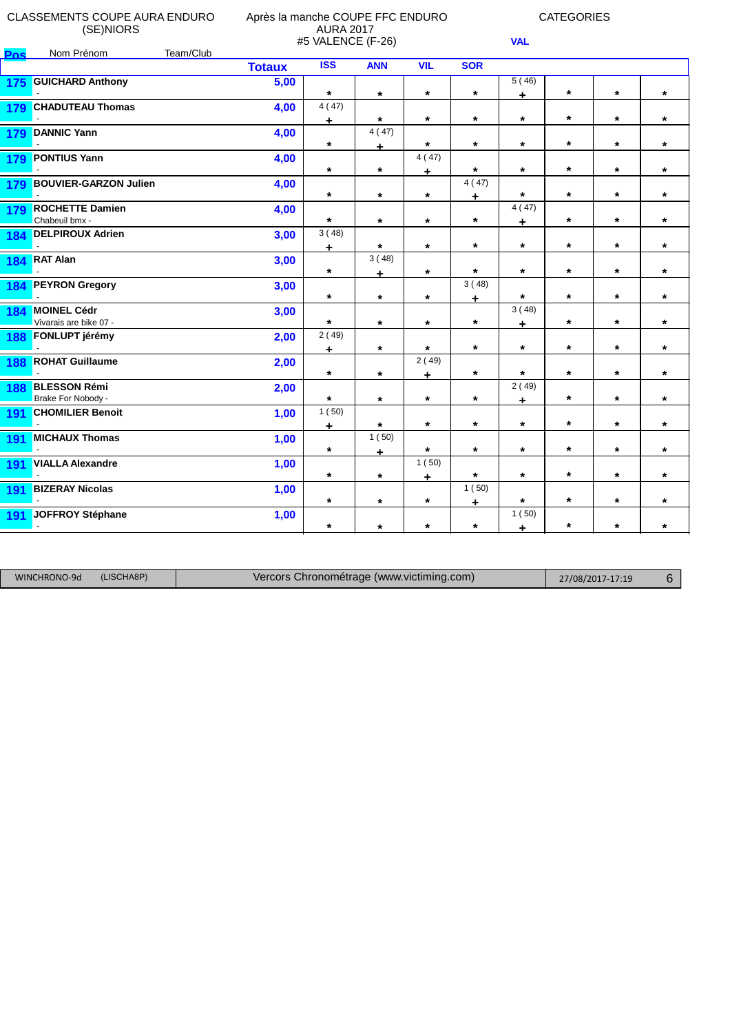CLASSEMENTS COUPE AURA ENDURO (SE)NIORS

Après la manche COUPE FFC ENDURO AURA 2017 #5 VALENCE (F-26)

CATEGORIES

| Pos | Nom Prénom | Team/Club | Totaux | ISS | ANN | VIL | SOR | VAL | | | |
|---|---|---|---|---|---|---|---|---|---|---|---|
| 175 | GUICHARD Anthony | - | 5,00 | * | * | * | * | 5 ( 46) + | * | * | * |
| 179 | CHADUTEAU Thomas | - | 4,00 | 4 ( 47) + | * | * | * | * | * | * | * |
| 179 | DANNIC Yann | - | 4,00 | * | 4 ( 47) + | * | * | * | * | * | * |
| 179 | PONTIUS Yann | - | 4,00 | * | * | 4 ( 47) + | * | * | * | * | * |
| 179 | BOUVIER-GARZON Julien | - | 4,00 | * | * | * | 4 ( 47) + | * | * | * | * |
| 179 | ROCHETTE Damien | Chabeuil bmx - | 4,00 | * | * | * | * | 4 ( 47) + | * | * | * |
| 184 | DELPIROUX Adrien | - | 3,00 | 3 ( 48) + | * | * | * | * | * | * | * |
| 184 | RAT Alan | - | 3,00 | * | 3 ( 48) + | * | * | * | * | * | * |
| 184 | PEYRON Gregory | - | 3,00 | * | * | * | 3 ( 48) + | * | * | * | * |
| 184 | MOINEL Cédr | Vivarais are bike 07 - | 3,00 | * | * | * | * | 3 ( 48) + | * | * | * |
| 188 | FONLUPT jérémy | - | 2,00 | 2 ( 49) + | * | * | * | * | * | * | * |
| 188 | ROHAT Guillaume | - | 2,00 | * | * | 2 ( 49) + | * | * | * | * | * |
| 188 | BLESSON Rémi | Brake For Nobody - | 2,00 | * | * | * | * | 2 ( 49) + | * | * | * |
| 191 | CHOMILIER Benoit | - | 1,00 | 1 ( 50) + | * | * | * | * | * | * | * |
| 191 | MICHAUX Thomas | - | 1,00 | * | 1 ( 50) + | * | * | * | * | * | * |
| 191 | VIALLA Alexandre | - | 1,00 | * | * | 1 ( 50) + | * | * | * | * | * |
| 191 | BIZERAY Nicolas | - | 1,00 | * | * | * | 1 ( 50) + | * | * | * | * |
| 191 | JOFFROY Stéphane | - | 1,00 | * | * | * | * | 1 ( 50) + | * | * | * |

WINCHRONO-9d (LISCHA8P) | Vercors Chronométrage (www.victiming.com) | 27/08/2017-17:19